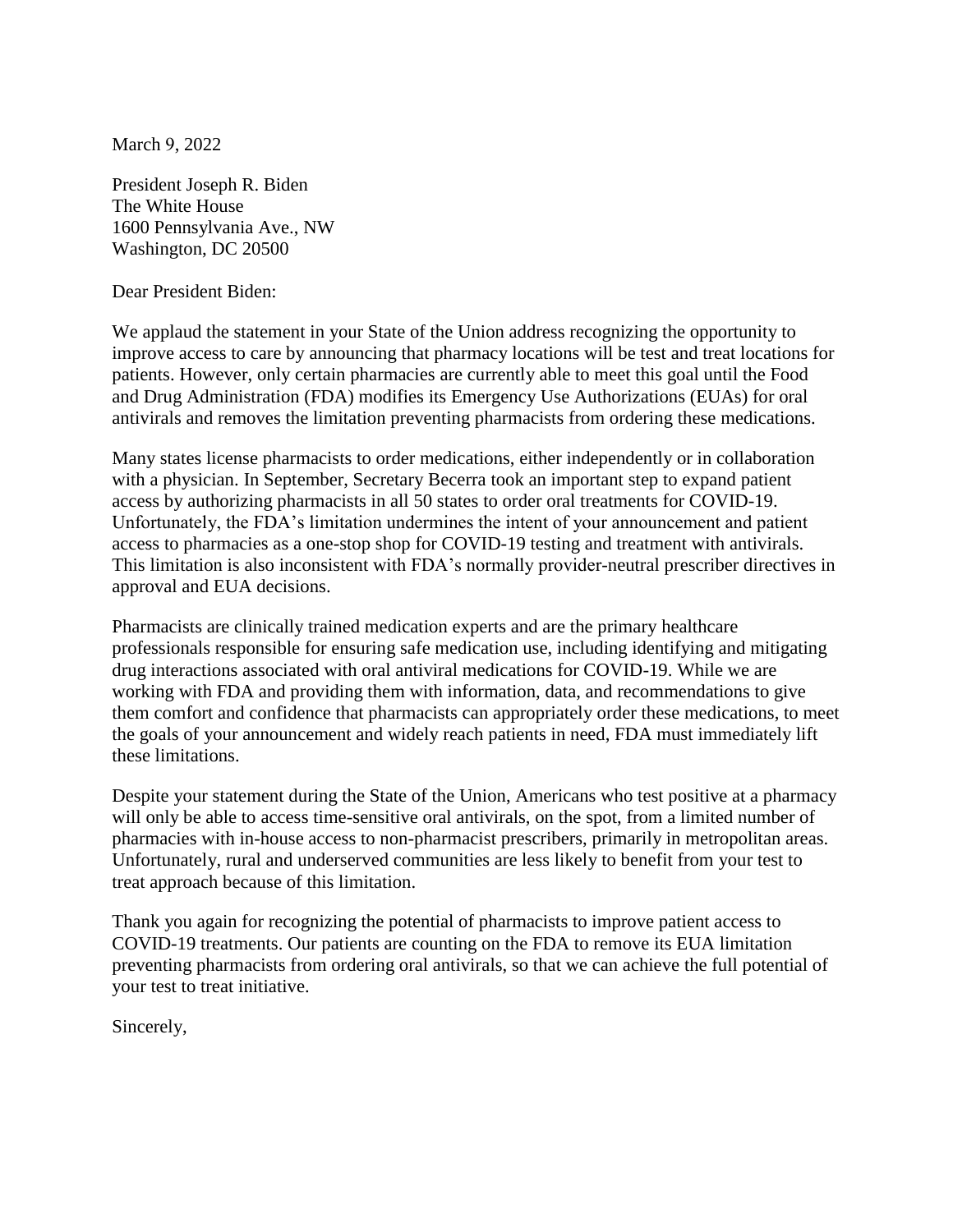March 9, 2022

President Joseph R. Biden
The White House
1600 Pennsylvania Ave., NW
Washington, DC 20500

Dear President Biden:

We applaud the statement in your State of the Union address recognizing the opportunity to improve access to care by announcing that pharmacy locations will be test and treat locations for patients. However, only certain pharmacies are currently able to meet this goal until the Food and Drug Administration (FDA) modifies its Emergency Use Authorizations (EUAs) for oral antivirals and removes the limitation preventing pharmacists from ordering these medications.

Many states license pharmacists to order medications, either independently or in collaboration with a physician. In September, Secretary Becerra took an important step to expand patient access by authorizing pharmacists in all 50 states to order oral treatments for COVID-19. Unfortunately, the FDA's limitation undermines the intent of your announcement and patient access to pharmacies as a one-stop shop for COVID-19 testing and treatment with antivirals. This limitation is also inconsistent with FDA's normally provider-neutral prescriber directives in approval and EUA decisions.

Pharmacists are clinically trained medication experts and are the primary healthcare professionals responsible for ensuring safe medication use, including identifying and mitigating drug interactions associated with oral antiviral medications for COVID-19. While we are working with FDA and providing them with information, data, and recommendations to give them comfort and confidence that pharmacists can appropriately order these medications, to meet the goals of your announcement and widely reach patients in need, FDA must immediately lift these limitations.

Despite your statement during the State of the Union, Americans who test positive at a pharmacy will only be able to access time-sensitive oral antivirals, on the spot, from a limited number of pharmacies with in-house access to non-pharmacist prescribers, primarily in metropolitan areas. Unfortunately, rural and underserved communities are less likely to benefit from your test to treat approach because of this limitation.

Thank you again for recognizing the potential of pharmacists to improve patient access to COVID-19 treatments. Our patients are counting on the FDA to remove its EUA limitation preventing pharmacists from ordering oral antivirals, so that we can achieve the full potential of your test to treat initiative.

Sincerely,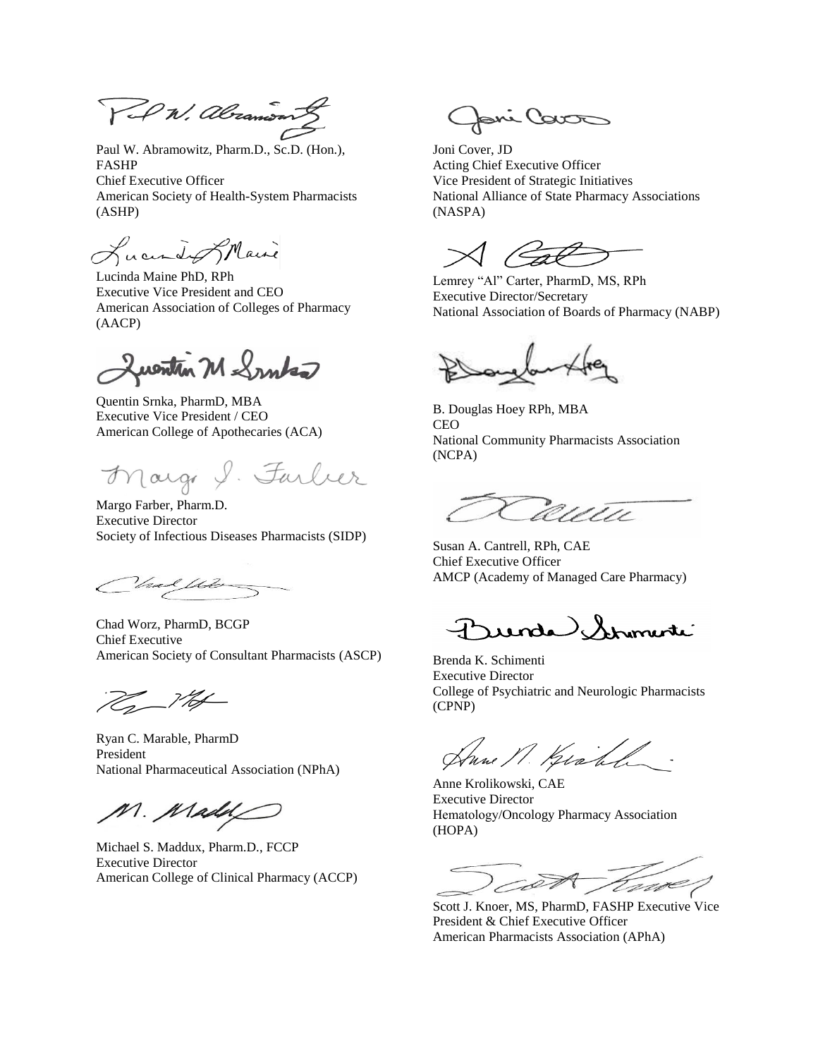Paul W. Abramowitz, Pharm.D., Sc.D. (Hon.), FASHP
Chief Executive Officer
American Society of Health-System Pharmacists (ASHP)

Lucinda Maine PhD, RPh
Executive Vice President and CEO
American Association of Colleges of Pharmacy (AACP)

Quentin Srnka, PharmD, MBA
Executive Vice President / CEO
American College of Apothecaries (ACA)

Margo Farber, Pharm.D.
Executive Director
Society of Infectious Diseases Pharmacists (SIDP)

Chad Worz, PharmD, BCGP
Chief Executive
American Society of Consultant Pharmacists (ASCP)

Ryan C. Marable, PharmD
President
National Pharmaceutical Association (NPhA)

Michael S. Maddux, Pharm.D., FCCP
Executive Director
American College of Clinical Pharmacy (ACCP)

Joni Cover, JD
Acting Chief Executive Officer
Vice President of Strategic Initiatives
National Alliance of State Pharmacy Associations (NASPA)

Lemrey "Al" Carter, PharmD, MS, RPh
Executive Director/Secretary
National Association of Boards of Pharmacy (NABP)

B. Douglas Hoey RPh, MBA
CEO
National Community Pharmacists Association (NCPA)

Susan A. Cantrell, RPh, CAE
Chief Executive Officer
AMCP (Academy of Managed Care Pharmacy)

Brenda K. Schimenti
Executive Director
College of Psychiatric and Neurologic Pharmacists (CPNP)

Anne Krolikowski, CAE
Executive Director
Hematology/Oncology Pharmacy Association (HOPA)

Scott J. Knoer, MS, PharmD, FASHP Executive Vice President & Chief Executive Officer
American Pharmacists Association (APhA)